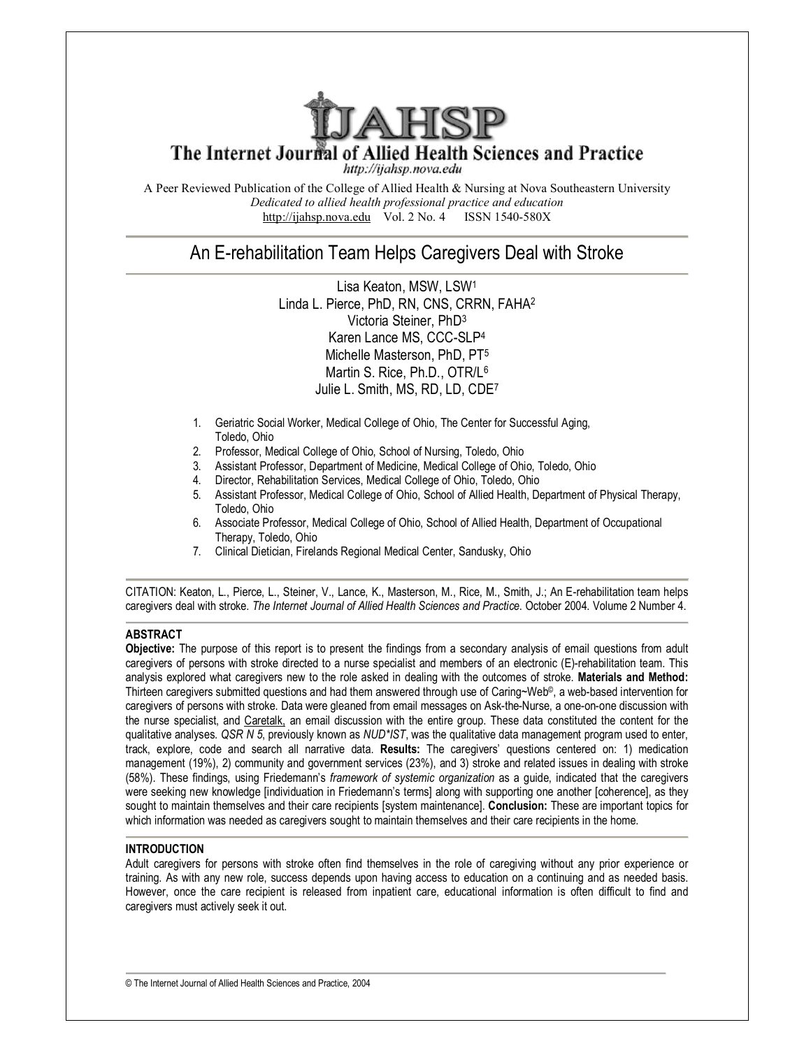# The Internet Journal of Allied Health Sciences and Practice

http://ijahsp.nova.edu

A Peer Reviewed Publication of the College of Allied Health & Nursing at Nova Southeastern University
*Dedicated to allied health professional practice and education*
http://ijahsp.nova.edu Vol. 2 No. 4 ISSN 1540-580X

## An E-rehabilitation Team Helps Caregivers Deal with Stroke

Lisa Keaton, MSW, LSW[1]
Linda L. Pierce, PhD, RN, CNS, CRRN, FAHA[2]
Victoria Steiner, PhD[3]
Karen Lance MS, CCC-SLP[4]
Michelle Masterson, PhD, PT[5]
Martin S. Rice, Ph.D., OTR/L[6]
Julie L. Smith, MS, RD, LD, CDE[7]

1. Geriatric Social Worker, Medical College of Ohio, The Center for Successful Aging, Toledo, Ohio
2. Professor, Medical College of Ohio, School of Nursing, Toledo, Ohio
3. Assistant Professor, Department of Medicine, Medical College of Ohio, Toledo, Ohio
4. Director, Rehabilitation Services, Medical College of Ohio, Toledo, Ohio
5. Assistant Professor, Medical College of Ohio, School of Allied Health, Department of Physical Therapy, Toledo, Ohio
6. Associate Professor, Medical College of Ohio, School of Allied Health, Department of Occupational Therapy, Toledo, Ohio
7. Clinical Dietician, Firelands Regional Medical Center, Sandusky, Ohio

CITATION: Keaton, L., Pierce, L., Steiner, V., Lance, K., Masterson, M., Rice, M., Smith, J.; An E-rehabilitation team helps caregivers deal with stroke. *The Internet Journal of Allied Health Sciences and Practice*. October 2004. Volume 2 Number 4.

### ABSTRACT

**Objective:** The purpose of this report is to present the findings from a secondary analysis of email questions from adult caregivers of persons with stroke directed to a nurse specialist and members of an electronic (E)-rehabilitation team. This analysis explored what caregivers new to the role asked in dealing with the outcomes of stroke. **Materials and Method:** Thirteen caregivers submitted questions and had them answered through use of Caring~Web©, a web-based intervention for caregivers of persons with stroke. Data were gleaned from email messages on Ask-the-Nurse, a one-on-one discussion with the nurse specialist, and Caretalk, an email discussion with the entire group. These data constituted the content for the qualitative analyses. *QSR N 5*, previously known as *NUD*IST*, was the qualitative data management program used to enter, track, explore, code and search all narrative data. **Results:** The caregivers' questions centered on: 1) medication management (19%), 2) community and government services (23%), and 3) stroke and related issues in dealing with stroke (58%). These findings, using Friedemann's *framework of systemic organization* as a guide, indicated that the caregivers were seeking new knowledge [individuation in Friedemann's terms] along with supporting one another [coherence], as they sought to maintain themselves and their care recipients [system maintenance]. **Conclusion:** These are important topics for which information was needed as caregivers sought to maintain themselves and their care recipients in the home.

### INTRODUCTION

Adult caregivers for persons with stroke often find themselves in the role of caregiving without any prior experience or training. As with any new role, success depends upon having access to education on a continuing and as needed basis. However, once the care recipient is released from inpatient care, educational information is often difficult to find and caregivers must actively seek it out.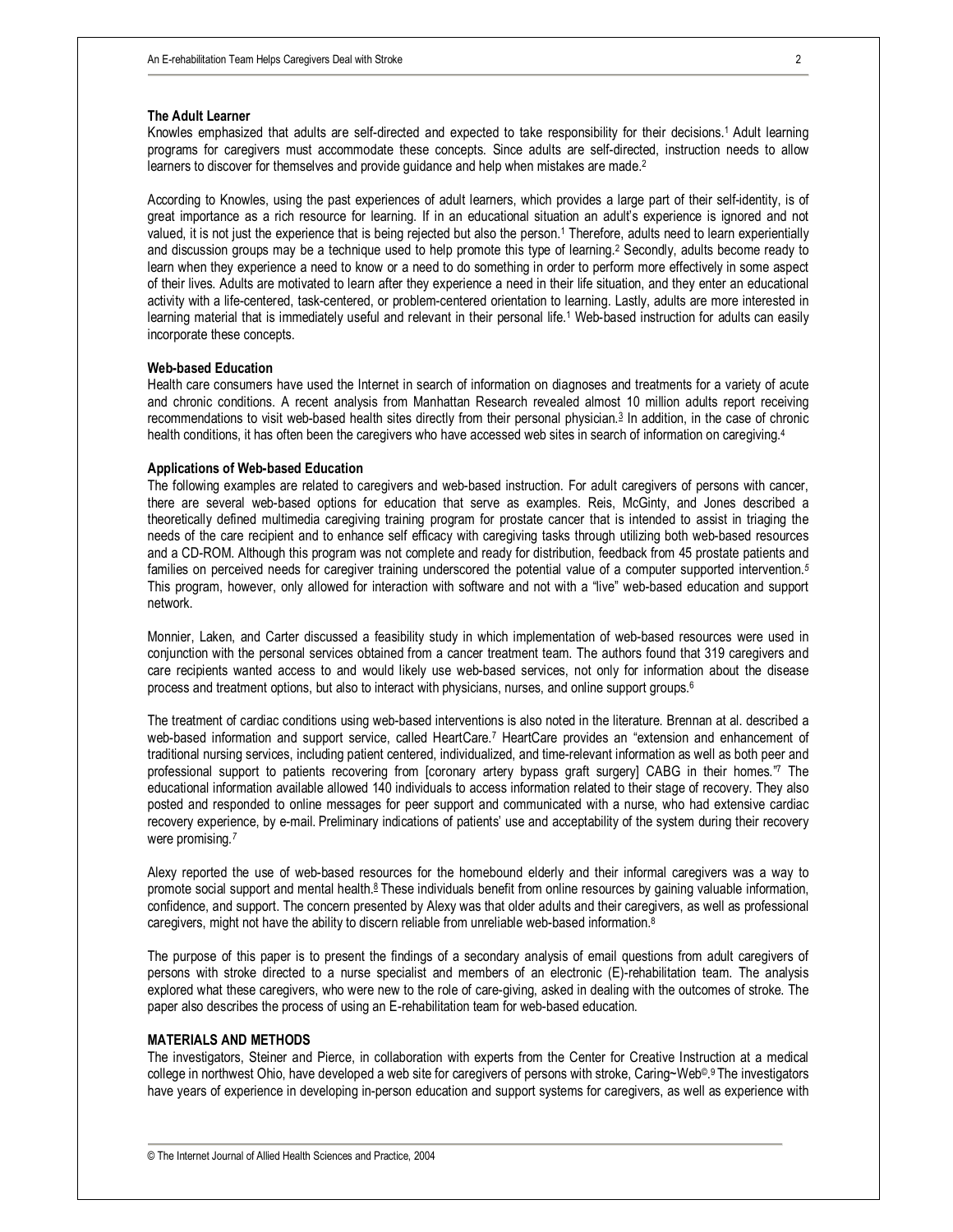### The Adult Learner

Knowles emphasized that adults are self-directed and expected to take responsibility for their decisions.[1] Adult learning programs for caregivers must accommodate these concepts. Since adults are self-directed, instruction needs to allow learners to discover for themselves and provide guidance and help when mistakes are made.[2]

According to Knowles, using the past experiences of adult learners, which provides a large part of their self-identity, is of great importance as a rich resource for learning. If in an educational situation an adult's experience is ignored and not valued, it is not just the experience that is being rejected but also the person.[1] Therefore, adults need to learn experientially and discussion groups may be a technique used to help promote this type of learning.[2] Secondly, adults become ready to learn when they experience a need to know or a need to do something in order to perform more effectively in some aspect of their lives. Adults are motivated to learn after they experience a need in their life situation, and they enter an educational activity with a life-centered, task-centered, or problem-centered orientation to learning. Lastly, adults are more interested in learning material that is immediately useful and relevant in their personal life.[1] Web-based instruction for adults can easily incorporate these concepts.

### Web-based Education

Health care consumers have used the Internet in search of information on diagnoses and treatments for a variety of acute and chronic conditions. A recent analysis from Manhattan Research revealed almost 10 million adults report receiving recommendations to visit web-based health sites directly from their personal physician.[3] In addition, in the case of chronic health conditions, it has often been the caregivers who have accessed web sites in search of information on caregiving.[4]

### Applications of Web-based Education

The following examples are related to caregivers and web-based instruction. For adult caregivers of persons with cancer, there are several web-based options for education that serve as examples. Reis, McGinty, and Jones described a theoretically defined multimedia caregiving training program for prostate cancer that is intended to assist in triaging the needs of the care recipient and to enhance self efficacy with caregiving tasks through utilizing both web-based resources and a CD-ROM. Although this program was not complete and ready for distribution, feedback from 45 prostate patients and families on perceived needs for caregiver training underscored the potential value of a computer supported intervention.[5] This program, however, only allowed for interaction with software and not with a "live" web-based education and support network.

Monnier, Laken, and Carter discussed a feasibility study in which implementation of web-based resources were used in conjunction with the personal services obtained from a cancer treatment team. The authors found that 319 caregivers and care recipients wanted access to and would likely use web-based services, not only for information about the disease process and treatment options, but also to interact with physicians, nurses, and online support groups.[6]

The treatment of cardiac conditions using web-based interventions is also noted in the literature. Brennan at al. described a web-based information and support service, called HeartCare.[7] HeartCare provides an "extension and enhancement of traditional nursing services, including patient centered, individualized, and time-relevant information as well as both peer and professional support to patients recovering from [coronary artery bypass graft surgery] CABG in their homes."[7] The educational information available allowed 140 individuals to access information related to their stage of recovery. They also posted and responded to online messages for peer support and communicated with a nurse, who had extensive cardiac recovery experience, by e-mail. Preliminary indications of patients' use and acceptability of the system during their recovery were promising.[7]

Alexy reported the use of web-based resources for the homebound elderly and their informal caregivers was a way to promote social support and mental health.[8] These individuals benefit from online resources by gaining valuable information, confidence, and support. The concern presented by Alexy was that older adults and their caregivers, as well as professional caregivers, might not have the ability to discern reliable from unreliable web-based information.[8]

The purpose of this paper is to present the findings of a secondary analysis of email questions from adult caregivers of persons with stroke directed to a nurse specialist and members of an electronic (E)-rehabilitation team. The analysis explored what these caregivers, who were new to the role of care-giving, asked in dealing with the outcomes of stroke. The paper also describes the process of using an E-rehabilitation team for web-based education.

## MATERIALS AND METHODS

The investigators, Steiner and Pierce, in collaboration with experts from the Center for Creative Instruction at a medical college in northwest Ohio, have developed a web site for caregivers of persons with stroke, Caring~Web©.[9] The investigators have years of experience in developing in-person education and support systems for caregivers, as well as experience with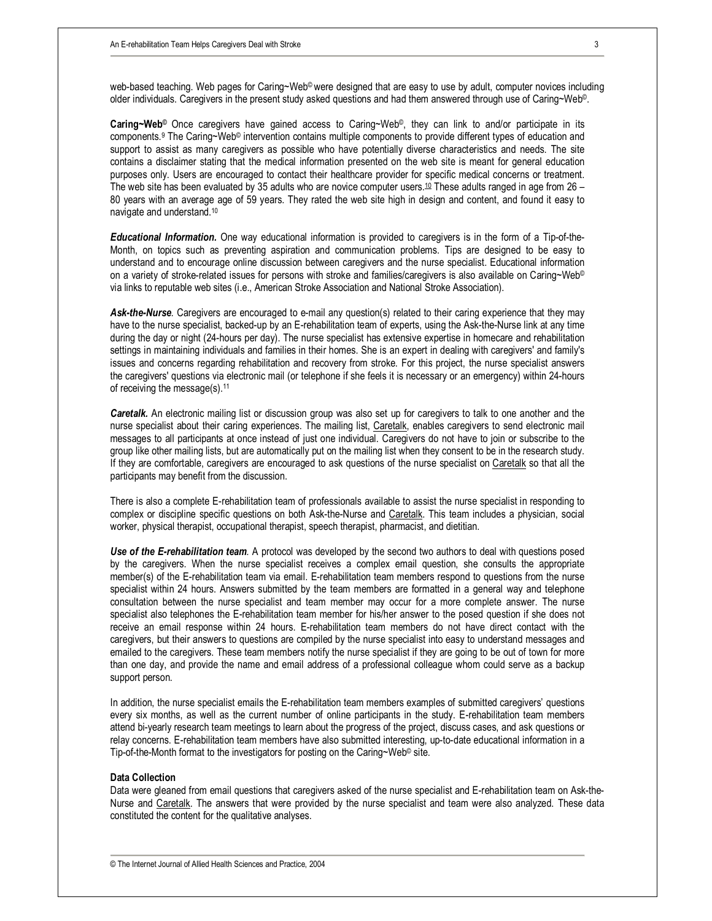web-based teaching. Web pages for Caring~Web© were designed that are easy to use by adult, computer novices including older individuals. Caregivers in the present study asked questions and had them answered through use of Caring~Web©.

**Caring~Web©** Once caregivers have gained access to Caring~Web©, they can link to and/or participate in its components.[9] The Caring~Web© intervention contains multiple components to provide different types of education and support to assist as many caregivers as possible who have potentially diverse characteristics and needs. The site contains a disclaimer stating that the medical information presented on the web site is meant for general education purposes only. Users are encouraged to contact their healthcare provider for specific medical concerns or treatment. The web site has been evaluated by 35 adults who are novice computer users.[10] These adults ranged in age from 26 – 80 years with an average age of 59 years. They rated the web site high in design and content, and found it easy to navigate and understand.[10]

***Educational Information.*** One way educational information is provided to caregivers is in the form of a Tip-of-the-Month, on topics such as preventing aspiration and communication problems. Tips are designed to be easy to understand and to encourage online discussion between caregivers and the nurse specialist. Educational information on a variety of stroke-related issues for persons with stroke and families/caregivers is also available on Caring~Web© via links to reputable web sites (i.e., American Stroke Association and National Stroke Association).

***Ask-the-Nurse***. Caregivers are encouraged to e-mail any question(s) related to their caring experience that they may have to the nurse specialist, backed-up by an E-rehabilitation team of experts, using the Ask-the-Nurse link at any time during the day or night (24-hours per day). The nurse specialist has extensive expertise in homecare and rehabilitation settings in maintaining individuals and families in their homes. She is an expert in dealing with caregivers' and family's issues and concerns regarding rehabilitation and recovery from stroke. For this project, the nurse specialist answers the caregivers' questions via electronic mail (or telephone if she feels it is necessary or an emergency) within 24-hours of receiving the message(s).[11]

***Caretalk.*** An electronic mailing list or discussion group was also set up for caregivers to talk to one another and the nurse specialist about their caring experiences. The mailing list, Caretalk, enables caregivers to send electronic mail messages to all participants at once instead of just one individual. Caregivers do not have to join or subscribe to the group like other mailing lists, but are automatically put on the mailing list when they consent to be in the research study. If they are comfortable, caregivers are encouraged to ask questions of the nurse specialist on Caretalk so that all the participants may benefit from the discussion.

There is also a complete E-rehabilitation team of professionals available to assist the nurse specialist in responding to complex or discipline specific questions on both Ask-the-Nurse and Caretalk. This team includes a physician, social worker, physical therapist, occupational therapist, speech therapist, pharmacist, and dietitian.

***Use of the E-rehabilitation team***. A protocol was developed by the second two authors to deal with questions posed by the caregivers. When the nurse specialist receives a complex email question, she consults the appropriate member(s) of the E-rehabilitation team via email. E-rehabilitation team members respond to questions from the nurse specialist within 24 hours. Answers submitted by the team members are formatted in a general way and telephone consultation between the nurse specialist and team member may occur for a more complete answer. The nurse specialist also telephones the E-rehabilitation team member for his/her answer to the posed question if she does not receive an email response within 24 hours. E-rehabilitation team members do not have direct contact with the caregivers, but their answers to questions are compiled by the nurse specialist into easy to understand messages and emailed to the caregivers. These team members notify the nurse specialist if they are going to be out of town for more than one day, and provide the name and email address of a professional colleague whom could serve as a backup support person.

In addition, the nurse specialist emails the E-rehabilitation team members examples of submitted caregivers' questions every six months, as well as the current number of online participants in the study. E-rehabilitation team members attend bi-yearly research team meetings to learn about the progress of the project, discuss cases, and ask questions or relay concerns. E-rehabilitation team members have also submitted interesting, up-to-date educational information in a Tip-of-the-Month format to the investigators for posting on the Caring~Web© site.

**Data Collection**

Data were gleaned from email questions that caregivers asked of the nurse specialist and E-rehabilitation team on Ask-the-Nurse and Caretalk. The answers that were provided by the nurse specialist and team were also analyzed. These data constituted the content for the qualitative analyses.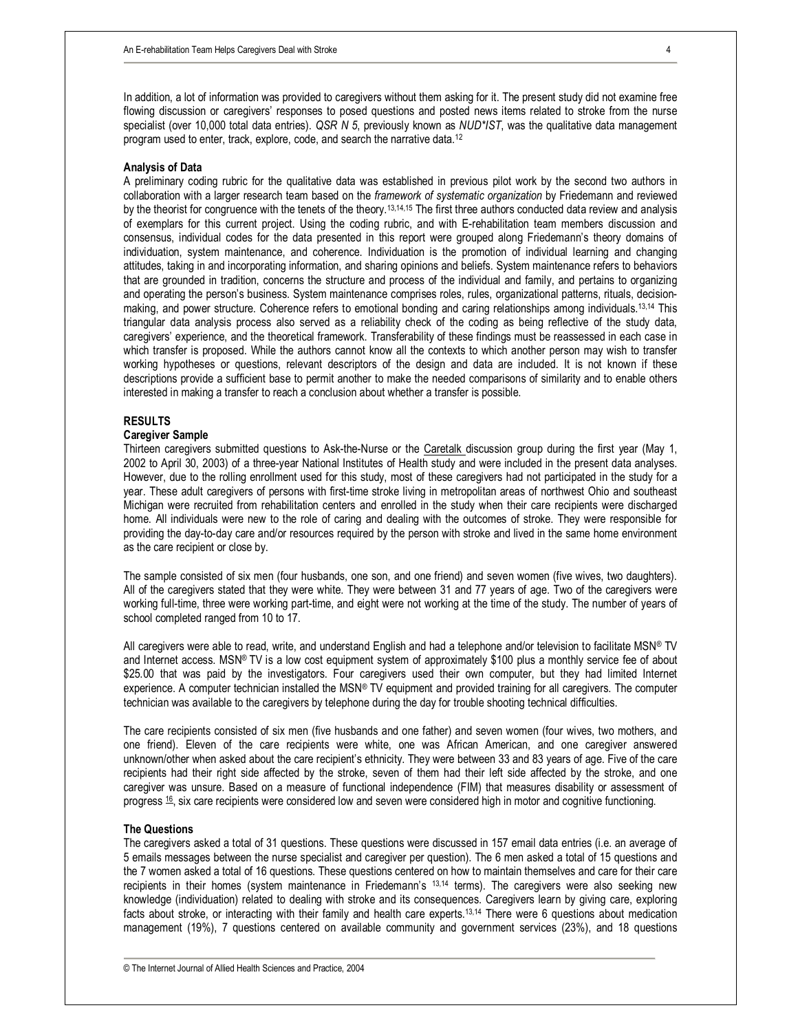In addition, a lot of information was provided to caregivers without them asking for it. The present study did not examine free flowing discussion or caregivers' responses to posed questions and posted news items related to stroke from the nurse specialist (over 10,000 total data entries). *QSR N 5*, previously known as *NUD*IST*, was the qualitative data management program used to enter, track, explore, code, and search the narrative data.[12]

### Analysis of Data

A preliminary coding rubric for the qualitative data was established in previous pilot work by the second two authors in collaboration with a larger research team based on the *framework of systematic organization* by Friedemann and reviewed by the theorist for congruence with the tenets of the theory.[13,14,15] The first three authors conducted data review and analysis of exemplars for this current project. Using the coding rubric, and with E-rehabilitation team members discussion and consensus, individual codes for the data presented in this report were grouped along Friedemann's theory domains of individuation, system maintenance, and coherence. Individuation is the promotion of individual learning and changing attitudes, taking in and incorporating information, and sharing opinions and beliefs. System maintenance refers to behaviors that are grounded in tradition, concerns the structure and process of the individual and family, and pertains to organizing and operating the person's business. System maintenance comprises roles, rules, organizational patterns, rituals, decision-making, and power structure. Coherence refers to emotional bonding and caring relationships among individuals.[13,14] This triangular data analysis process also served as a reliability check of the coding as being reflective of the study data, caregivers' experience, and the theoretical framework. Transferability of these findings must be reassessed in each case in which transfer is proposed. While the authors cannot know all the contexts to which another person may wish to transfer working hypotheses or questions, relevant descriptors of the design and data are included. It is not known if these descriptions provide a sufficient base to permit another to make the needed comparisons of similarity and to enable others interested in making a transfer to reach a conclusion about whether a transfer is possible.

## RESULTS

### Caregiver Sample

Thirteen caregivers submitted questions to Ask-the-Nurse or the Caretalk discussion group during the first year (May 1, 2002 to April 30, 2003) of a three-year National Institutes of Health study and were included in the present data analyses. However, due to the rolling enrollment used for this study, most of these caregivers had not participated in the study for a year. These adult caregivers of persons with first-time stroke living in metropolitan areas of northwest Ohio and southeast Michigan were recruited from rehabilitation centers and enrolled in the study when their care recipients were discharged home. All individuals were new to the role of caring and dealing with the outcomes of stroke. They were responsible for providing the day-to-day care and/or resources required by the person with stroke and lived in the same home environment as the care recipient or close by.

The sample consisted of six men (four husbands, one son, and one friend) and seven women (five wives, two daughters). All of the caregivers stated that they were white. They were between 31 and 77 years of age. Two of the caregivers were working full-time, three were working part-time, and eight were not working at the time of the study. The number of years of school completed ranged from 10 to 17.

All caregivers were able to read, write, and understand English and had a telephone and/or television to facilitate MSN® TV and Internet access. MSN® TV is a low cost equipment system of approximately $100 plus a monthly service fee of about $25.00 that was paid by the investigators. Four caregivers used their own computer, but they had limited Internet experience. A computer technician installed the MSN® TV equipment and provided training for all caregivers. The computer technician was available to the caregivers by telephone during the day for trouble shooting technical difficulties.

The care recipients consisted of six men (five husbands and one father) and seven women (four wives, two mothers, and one friend). Eleven of the care recipients were white, one was African American, and one caregiver answered unknown/other when asked about the care recipient's ethnicity. They were between 33 and 83 years of age. Five of the care recipients had their right side affected by the stroke, seven of them had their left side affected by the stroke, and one caregiver was unsure. Based on a measure of functional independence (FIM) that measures disability or assessment of progress [16], six care recipients were considered low and seven were considered high in motor and cognitive functioning.

### The Questions

The caregivers asked a total of 31 questions. These questions were discussed in 157 email data entries (i.e. an average of 5 emails messages between the nurse specialist and caregiver per question). The 6 men asked a total of 15 questions and the 7 women asked a total of 16 questions. These questions centered on how to maintain themselves and care for their care recipients in their homes (system maintenance in Friedemann's [13,14] terms). The caregivers were also seeking new knowledge (individuation) related to dealing with stroke and its consequences. Caregivers learn by giving care, exploring facts about stroke, or interacting with their family and health care experts.[13,14] There were 6 questions about medication management (19%), 7 questions centered on available community and government services (23%), and 18 questions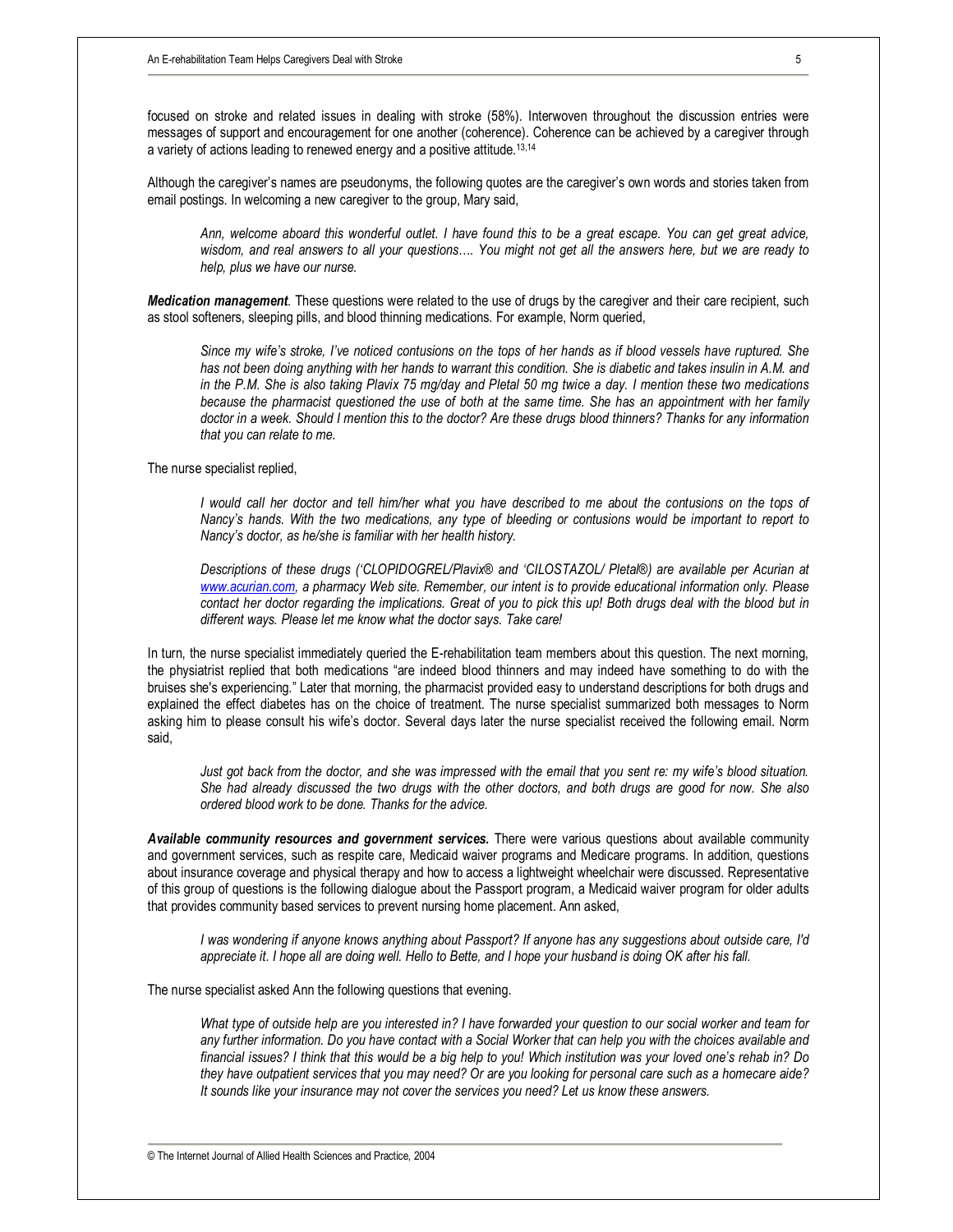focused on stroke and related issues in dealing with stroke (58%). Interwoven throughout the discussion entries were messages of support and encouragement for one another (coherence). Coherence can be achieved by a caregiver through a variety of actions leading to renewed energy and a positive attitude.[13,14]

Although the caregiver's names are pseudonyms, the following quotes are the caregiver's own words and stories taken from email postings. In welcoming a new caregiver to the group, Mary said,

> *Ann, welcome aboard this wonderful outlet. I have found this to be a great escape. You can get great advice, wisdom, and real answers to all your questions…. You might not get all the answers here, but we are ready to help, plus we have our nurse.*

***Medication management*.** These questions were related to the use of drugs by the caregiver and their care recipient, such as stool softeners, sleeping pills, and blood thinning medications. For example, Norm queried,

> *Since my wife's stroke, I've noticed contusions on the tops of her hands as if blood vessels have ruptured. She has not been doing anything with her hands to warrant this condition. She is diabetic and takes insulin in A.M. and in the P.M. She is also taking Plavix 75 mg/day and Pletal 50 mg twice a day. I mention these two medications because the pharmacist questioned the use of both at the same time. She has an appointment with her family doctor in a week. Should I mention this to the doctor? Are these drugs blood thinners? Thanks for any information that you can relate to me.*

The nurse specialist replied,

> *I would call her doctor and tell him/her what you have described to me about the contusions on the tops of Nancy's hands. With the two medications, any type of bleeding or contusions would be important to report to Nancy's doctor, as he/she is familiar with her health history.*
>
> *Descriptions of these drugs ('CLOPIDOGREL/Plavix® and 'CILOSTAZOL/ Pletal®) are available per Acurian at www.acurian.com, a pharmacy Web site. Remember, our intent is to provide educational information only. Please contact her doctor regarding the implications. Great of you to pick this up! Both drugs deal with the blood but in different ways. Please let me know what the doctor says. Take care!*

In turn, the nurse specialist immediately queried the E-rehabilitation team members about this question. The next morning, the physiatrist replied that both medications "are indeed blood thinners and may indeed have something to do with the bruises she's experiencing." Later that morning, the pharmacist provided easy to understand descriptions for both drugs and explained the effect diabetes has on the choice of treatment. The nurse specialist summarized both messages to Norm asking him to please consult his wife's doctor. Several days later the nurse specialist received the following email. Norm said,

> *Just got back from the doctor, and she was impressed with the email that you sent re: my wife's blood situation. She had already discussed the two drugs with the other doctors, and both drugs are good for now. She also ordered blood work to be done. Thanks for the advice.*

***Available community resources and government services.*** There were various questions about available community and government services, such as respite care, Medicaid waiver programs and Medicare programs. In addition, questions about insurance coverage and physical therapy and how to access a lightweight wheelchair were discussed. Representative of this group of questions is the following dialogue about the Passport program, a Medicaid waiver program for older adults that provides community based services to prevent nursing home placement. Ann asked,

> *I was wondering if anyone knows anything about Passport? If anyone has any suggestions about outside care, I'd appreciate it. I hope all are doing well. Hello to Bette, and I hope your husband is doing OK after his fall.*

The nurse specialist asked Ann the following questions that evening.

> *What type of outside help are you interested in? I have forwarded your question to our social worker and team for any further information. Do you have contact with a Social Worker that can help you with the choices available and financial issues? I think that this would be a big help to you! Which institution was your loved one's rehab in? Do they have outpatient services that you may need? Or are you looking for personal care such as a homecare aide? It sounds like your insurance may not cover the services you need? Let us know these answers.*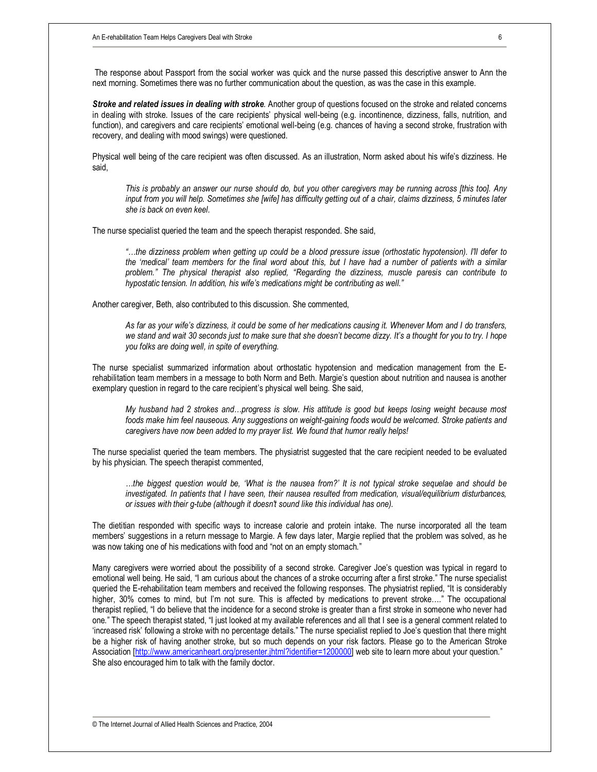The response about Passport from the social worker was quick and the nurse passed this descriptive answer to Ann the next morning. Sometimes there was no further communication about the question, as was the case in this example.

***Stroke and related issues in dealing with stroke***. Another group of questions focused on the stroke and related concerns in dealing with stroke. Issues of the care recipients' physical well-being (e.g. incontinence, dizziness, falls, nutrition, and function), and caregivers and care recipients' emotional well-being (e.g. chances of having a second stroke, frustration with recovery, and dealing with mood swings) were questioned.

Physical well being of the care recipient was often discussed. As an illustration, Norm asked about his wife's dizziness. He said,

> *This is probably an answer our nurse should do, but you other caregivers may be running across [this too]. Any input from you will help. Sometimes she [wife] has difficulty getting out of a chair, claims dizziness, 5 minutes later she is back on even keel.*

The nurse specialist queried the team and the speech therapist responded. She said,

> *"…the dizziness problem when getting up could be a blood pressure issue (orthostatic hypotension). I'll defer to the 'medical' team members for the final word about this, but I have had a number of patients with a similar problem." The physical therapist also replied, "Regarding the dizziness, muscle paresis can contribute to hypostatic tension. In addition, his wife's medications might be contributing as well."*

Another caregiver, Beth, also contributed to this discussion. She commented,

> *As far as your wife's dizziness, it could be some of her medications causing it. Whenever Mom and I do transfers, we stand and wait 30 seconds just to make sure that she doesn't become dizzy. It's a thought for you to try. I hope you folks are doing well, in spite of everything.*

The nurse specialist summarized information about orthostatic hypotension and medication management from the E-rehabilitation team members in a message to both Norm and Beth. Margie's question about nutrition and nausea is another exemplary question in regard to the care recipient's physical well being. She said,

> *My husband had 2 strokes and…progress is slow. His attitude is good but keeps losing weight because most foods make him feel nauseous. Any suggestions on weight-gaining foods would be welcomed. Stroke patients and caregivers have now been added to my prayer list. We found that humor really helps!*

The nurse specialist queried the team members. The physiatrist suggested that the care recipient needed to be evaluated by his physician. The speech therapist commented,

> *…the biggest question would be, 'What is the nausea from?' It is not typical stroke sequelae and should be investigated. In patients that I have seen, their nausea resulted from medication, visual/equilibrium disturbances, or issues with their g-tube (although it doesn't sound like this individual has one).*

The dietitian responded with specific ways to increase calorie and protein intake. The nurse incorporated all the team members' suggestions in a return message to Margie. A few days later, Margie replied that the problem was solved, as he was now taking one of his medications with food and "not on an empty stomach."

Many caregivers were worried about the possibility of a second stroke. Caregiver Joe's question was typical in regard to emotional well being. He said, "I am curious about the chances of a stroke occurring after a first stroke." The nurse specialist queried the E-rehabilitation team members and received the following responses. The physiatrist replied, "It is considerably higher, 30% comes to mind, but I'm not sure. This is affected by medications to prevent stroke…." The occupational therapist replied, "I do believe that the incidence for a second stroke is greater than a first stroke in someone who never had one." The speech therapist stated, "I just looked at my available references and all that I see is a general comment related to 'increased risk' following a stroke with no percentage details." The nurse specialist replied to Joe's question that there might be a higher risk of having another stroke, but so much depends on your risk factors. Please go to the American Stroke Association [http://www.americanheart.org/presenter.jhtml?identifier=1200000] web site to learn more about your question." She also encouraged him to talk with the family doctor.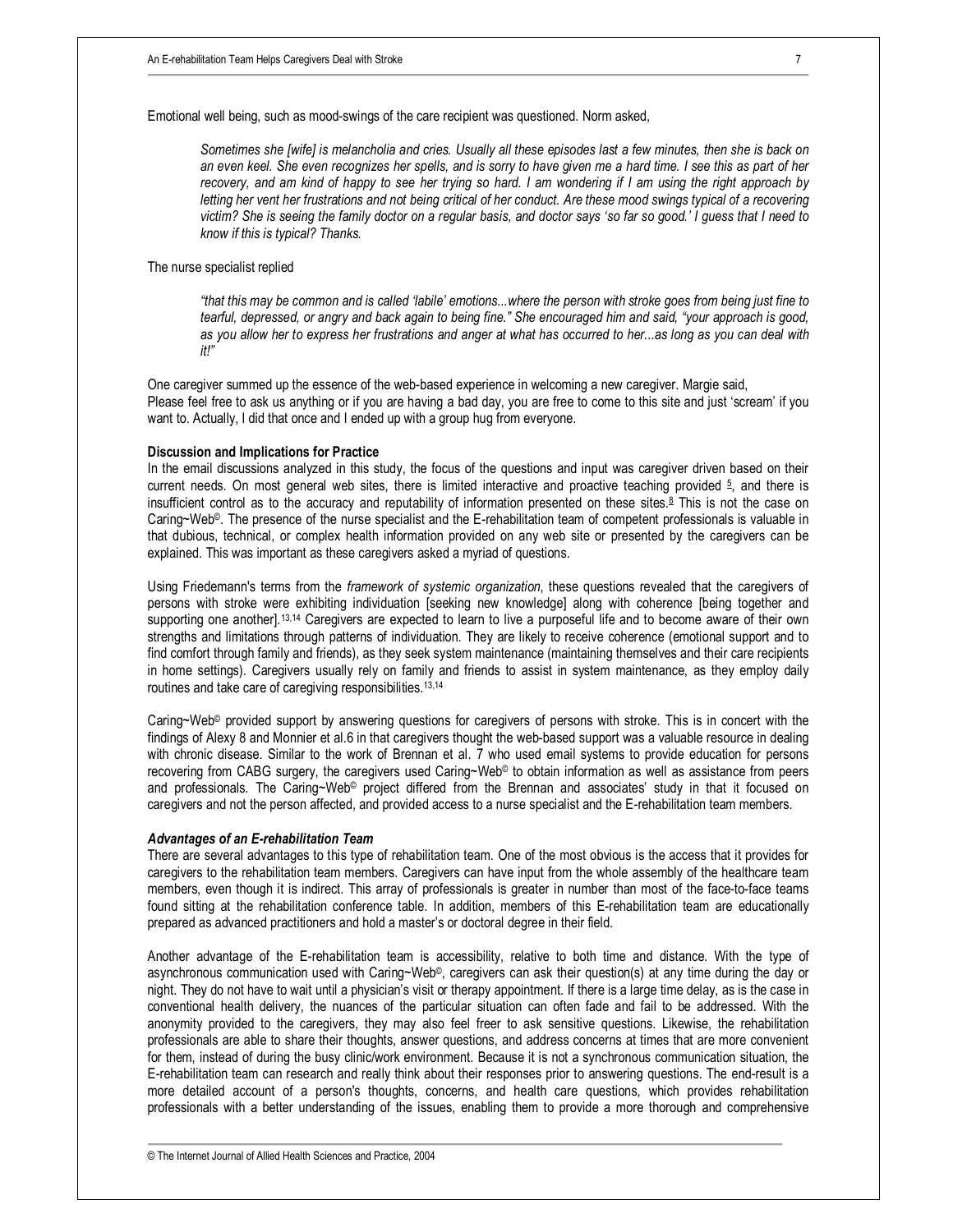Emotional well being, such as mood-swings of the care recipient was questioned. Norm asked,

> *Sometimes she [wife] is melancholia and cries. Usually all these episodes last a few minutes, then she is back on an even keel. She even recognizes her spells, and is sorry to have given me a hard time. I see this as part of her recovery, and am kind of happy to see her trying so hard. I am wondering if I am using the right approach by letting her vent her frustrations and not being critical of her conduct. Are these mood swings typical of a recovering victim? She is seeing the family doctor on a regular basis, and doctor says 'so far so good.' I guess that I need to know if this is typical? Thanks.*

The nurse specialist replied

> *"that this may be common and is called 'labile' emotions...where the person with stroke goes from being just fine to tearful, depressed, or angry and back again to being fine." She encouraged him and said, "your approach is good, as you allow her to express her frustrations and anger at what has occurred to her...as long as you can deal with it!"*

One caregiver summed up the essence of the web-based experience in welcoming a new caregiver. Margie said,
Please feel free to ask us anything or if you are having a bad day, you are free to come to this site and just 'scream' if you want to. Actually, I did that once and I ended up with a group hug from everyone.

**Discussion and Implications for Practice**

In the email discussions analyzed in this study, the focus of the questions and input was caregiver driven based on their current needs. On most general web sites, there is limited interactive and proactive teaching provided [5], and there is insufficient control as to the accuracy and reputability of information presented on these sites.[8] This is not the case on Caring~Web©. The presence of the nurse specialist and the E-rehabilitation team of competent professionals is valuable in that dubious, technical, or complex health information provided on any web site or presented by the caregivers can be explained. This was important as these caregivers asked a myriad of questions.

Using Friedemann's terms from the *framework of systemic organization*, these questions revealed that the caregivers of persons with stroke were exhibiting individuation [seeking new knowledge] along with coherence [being together and supporting one another].[13,14] Caregivers are expected to learn to live a purposeful life and to become aware of their own strengths and limitations through patterns of individuation. They are likely to receive coherence (emotional support and to find comfort through family and friends), as they seek system maintenance (maintaining themselves and their care recipients in home settings). Caregivers usually rely on family and friends to assist in system maintenance, as they employ daily routines and take care of caregiving responsibilities.[13,14]

Caring~Web© provided support by answering questions for caregivers of persons with stroke. This is in concert with the findings of Alexy 8 and Monnier et al.6 in that caregivers thought the web-based support was a valuable resource in dealing with chronic disease. Similar to the work of Brennan et al. 7 who used email systems to provide education for persons recovering from CABG surgery, the caregivers used Caring~Web© to obtain information as well as assistance from peers and professionals. The Caring~Web© project differed from the Brennan and associates' study in that it focused on caregivers and not the person affected, and provided access to a nurse specialist and the E-rehabilitation team members.

***Advantages of an E-rehabilitation Team***

There are several advantages to this type of rehabilitation team. One of the most obvious is the access that it provides for caregivers to the rehabilitation team members. Caregivers can have input from the whole assembly of the healthcare team members, even though it is indirect. This array of professionals is greater in number than most of the face-to-face teams found sitting at the rehabilitation conference table. In addition, members of this E-rehabilitation team are educationally prepared as advanced practitioners and hold a master's or doctoral degree in their field.

Another advantage of the E-rehabilitation team is accessibility, relative to both time and distance. With the type of asynchronous communication used with Caring~Web©, caregivers can ask their question(s) at any time during the day or night. They do not have to wait until a physician's visit or therapy appointment. If there is a large time delay, as is the case in conventional health delivery, the nuances of the particular situation can often fade and fail to be addressed. With the anonymity provided to the caregivers, they may also feel freer to ask sensitive questions. Likewise, the rehabilitation professionals are able to share their thoughts, answer questions, and address concerns at times that are more convenient for them, instead of during the busy clinic/work environment. Because it is not a synchronous communication situation, the E-rehabilitation team can research and really think about their responses prior to answering questions. The end-result is a more detailed account of a person's thoughts, concerns, and health care questions, which provides rehabilitation professionals with a better understanding of the issues, enabling them to provide a more thorough and comprehensive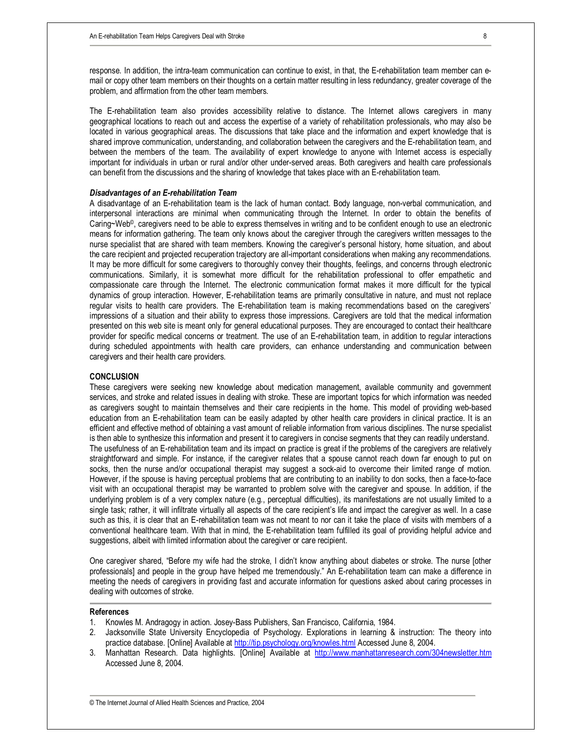response. In addition, the intra-team communication can continue to exist, in that, the E-rehabilitation team member can e-mail or copy other team members on their thoughts on a certain matter resulting in less redundancy, greater coverage of the problem, and affirmation from the other team members.

The E-rehabilitation team also provides accessibility relative to distance. The Internet allows caregivers in many geographical locations to reach out and access the expertise of a variety of rehabilitation professionals, who may also be located in various geographical areas. The discussions that take place and the information and expert knowledge that is shared improve communication, understanding, and collaboration between the caregivers and the E-rehabilitation team, and between the members of the team. The availability of expert knowledge to anyone with Internet access is especially important for individuals in urban or rural and/or other under-served areas. Both caregivers and health care professionals can benefit from the discussions and the sharing of knowledge that takes place with an E-rehabilitation team.

### *Disadvantages of an E-rehabilitation Team*

A disadvantage of an E-rehabilitation team is the lack of human contact. Body language, non-verbal communication, and interpersonal interactions are minimal when communicating through the Internet. In order to obtain the benefits of Caring~Web©, caregivers need to be able to express themselves in writing and to be confident enough to use an electronic means for information gathering. The team only knows about the caregiver through the caregivers written messages to the nurse specialist that are shared with team members. Knowing the caregiver's personal history, home situation, and about the care recipient and projected recuperation trajectory are all-important considerations when making any recommendations. It may be more difficult for some caregivers to thoroughly convey their thoughts, feelings, and concerns through electronic communications. Similarly, it is somewhat more difficult for the rehabilitation professional to offer empathetic and compassionate care through the Internet. The electronic communication format makes it more difficult for the typical dynamics of group interaction. However, E-rehabilitation teams are primarily consultative in nature, and must not replace regular visits to health care providers. The E-rehabilitation team is making recommendations based on the caregivers' impressions of a situation and their ability to express those impressions. Caregivers are told that the medical information presented on this web site is meant only for general educational purposes. They are encouraged to contact their healthcare provider for specific medical concerns or treatment. The use of an E-rehabilitation team, in addition to regular interactions during scheduled appointments with health care providers, can enhance understanding and communication between caregivers and their health care providers.

## CONCLUSION

These caregivers were seeking new knowledge about medication management, available community and government services, and stroke and related issues in dealing with stroke. These are important topics for which information was needed as caregivers sought to maintain themselves and their care recipients in the home. This model of providing web-based education from an E-rehabilitation team can be easily adapted by other health care providers in clinical practice. It is an efficient and effective method of obtaining a vast amount of reliable information from various disciplines. The nurse specialist is then able to synthesize this information and present it to caregivers in concise segments that they can readily understand.
The usefulness of an E-rehabilitation team and its impact on practice is great if the problems of the caregivers are relatively straightforward and simple. For instance, if the caregiver relates that a spouse cannot reach down far enough to put on socks, then the nurse and/or occupational therapist may suggest a sock-aid to overcome their limited range of motion. However, if the spouse is having perceptual problems that are contributing to an inability to don socks, then a face-to-face visit with an occupational therapist may be warranted to problem solve with the caregiver and spouse. In addition, if the underlying problem is of a very complex nature (e.g., perceptual difficulties), its manifestations are not usually limited to a single task; rather, it will infiltrate virtually all aspects of the care recipient's life and impact the caregiver as well. In a case such as this, it is clear that an E-rehabilitation team was not meant to nor can it take the place of visits with members of a conventional healthcare team. With that in mind, the E-rehabilitation team fulfilled its goal of providing helpful advice and suggestions, albeit with limited information about the caregiver or care recipient.

One caregiver shared, "Before my wife had the stroke, I didn't know anything about diabetes or stroke. The nurse [other professionals] and people in the group have helped me tremendously." An E-rehabilitation team can make a difference in meeting the needs of caregivers in providing fast and accurate information for questions asked about caring processes in dealing with outcomes of stroke.

### References

1. Knowles M. Andragogy in action. Josey-Bass Publishers, San Francisco, California, 1984.
2. Jacksonville State University Encyclopedia of Psychology. Explorations in learning & instruction: The theory into practice database. [Online] Available at http://tip.psychology.org/knowles.html Accessed June 8, 2004.
3. Manhattan Research. Data highlights. [Online] Available at http://www.manhattanresearch.com/304newsletter.htm Accessed June 8, 2004.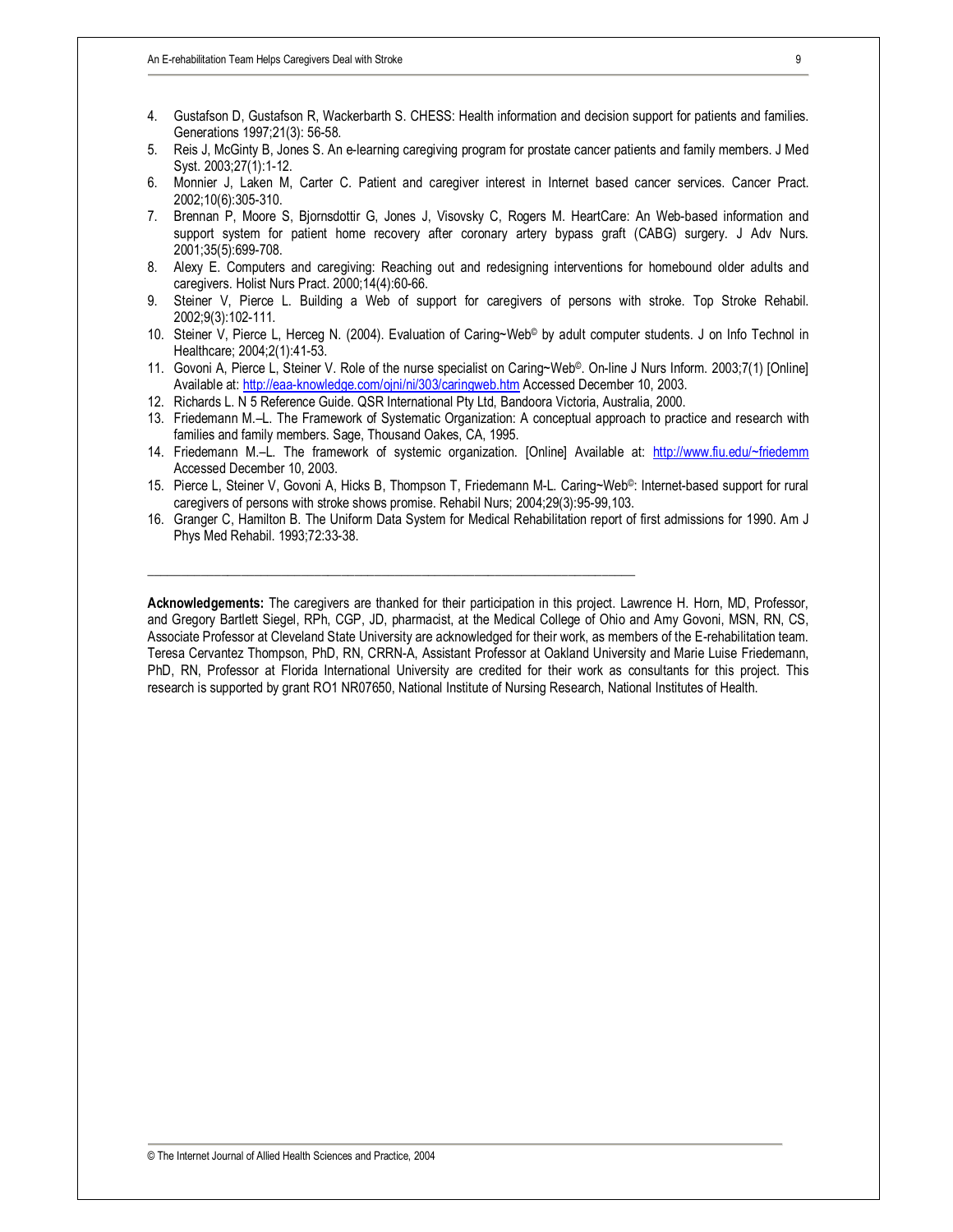4. Gustafson D, Gustafson R, Wackerbarth S. CHESS: Health information and decision support for patients and families. Generations 1997;21(3): 56-58.
5. Reis J, McGinty B, Jones S. An e-learning caregiving program for prostate cancer patients and family members. J Med Syst. 2003;27(1):1-12.
6. Monnier J, Laken M, Carter C. Patient and caregiver interest in Internet based cancer services. Cancer Pract. 2002;10(6):305-310.
7. Brennan P, Moore S, Bjornsdottir G, Jones J, Visovsky C, Rogers M. HeartCare: An Web-based information and support system for patient home recovery after coronary artery bypass graft (CABG) surgery. J Adv Nurs. 2001;35(5):699-708.
8. Alexy E. Computers and caregiving: Reaching out and redesigning interventions for homebound older adults and caregivers. Holist Nurs Pract. 2000;14(4):60-66.
9. Steiner V, Pierce L. Building a Web of support for caregivers of persons with stroke. Top Stroke Rehabil. 2002;9(3):102-111.
10. Steiner V, Pierce L, Herceg N. (2004). Evaluation of Caring~Web© by adult computer students. J on Info Technol in Healthcare; 2004;2(1):41-53.
11. Govoni A, Pierce L, Steiner V. Role of the nurse specialist on Caring~Web©. On-line J Nurs Inform. 2003;7(1) [Online] Available at: http://eaa-knowledge.com/ojni/ni/303/caringweb.htm Accessed December 10, 2003.
12. Richards L. N 5 Reference Guide. QSR International Pty Ltd, Bandoora Victoria, Australia, 2000.
13. Friedemann M.–L. The Framework of Systematic Organization: A conceptual approach to practice and research with families and family members. Sage, Thousand Oakes, CA, 1995.
14. Friedemann M.–L. The framework of systemic organization. [Online] Available at: http://www.fiu.edu/~friedemm Accessed December 10, 2003.
15. Pierce L, Steiner V, Govoni A, Hicks B, Thompson T, Friedemann M-L. Caring~Web©: Internet-based support for rural caregivers of persons with stroke shows promise. Rehabil Nurs; 2004;29(3):95-99,103.
16. Granger C, Hamilton B. The Uniform Data System for Medical Rehabilitation report of first admissions for 1990. Am J Phys Med Rehabil. 1993;72:33-38.

---

**Acknowledgements:** The caregivers are thanked for their participation in this project. Lawrence H. Horn, MD, Professor, and Gregory Bartlett Siegel, RPh, CGP, JD, pharmacist, at the Medical College of Ohio and Amy Govoni, MSN, RN, CS, Associate Professor at Cleveland State University are acknowledged for their work, as members of the E-rehabilitation team. Teresa Cervantez Thompson, PhD, RN, CRRN-A, Assistant Professor at Oakland University and Marie Luise Friedemann, PhD, RN, Professor at Florida International University are credited for their work as consultants for this project. This research is supported by grant RO1 NR07650, National Institute of Nursing Research, National Institutes of Health.